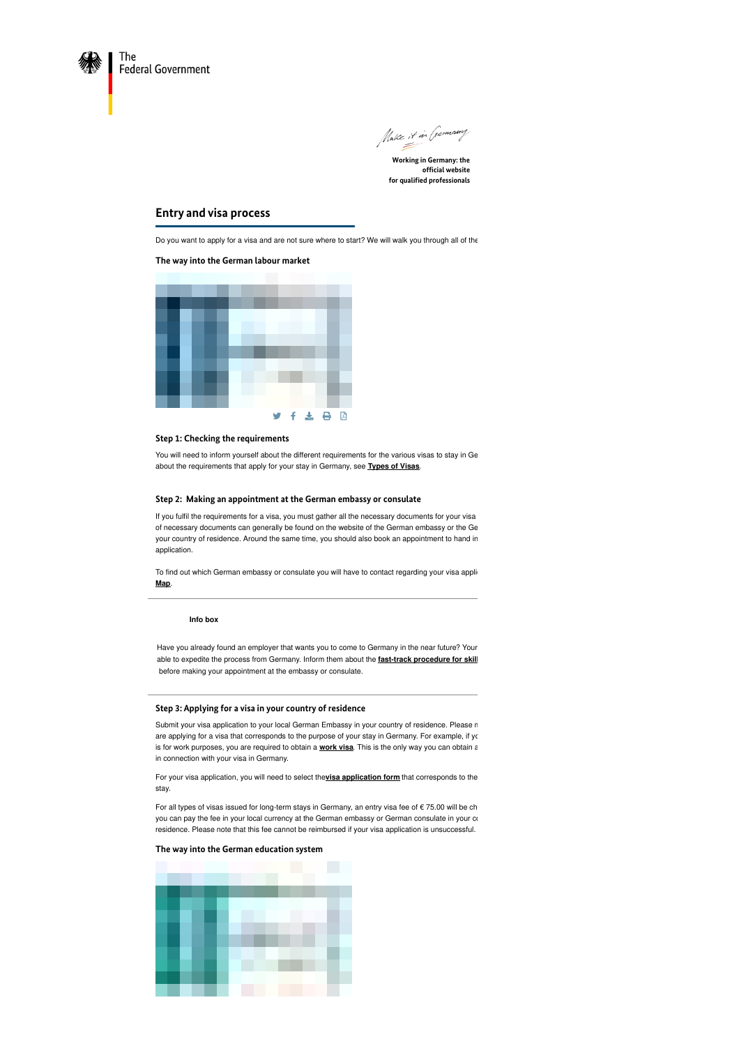The
Federal Government

Make it in Germany

Working in Germany: the official website for qualified professionals

## Entry and visa process

Do you want to apply for a visa and are not sure where to start? We will walk you through all of the

### The way into the German labour market

### Step 1: Checking the requirements

You will need to inform yourself about the different requirements for the various visas to stay in Ge about the requirements that apply for your stay in Germany, see **Types of Visas**.

### Step 2: Making an appointment at the German embassy or consulate

If you fulfil the requirements for a visa, you must gather all the necessary documents for your visa of necessary documents can generally be found on the website of the German embassy or the Ge your country of residence. Around the same time, you should also book an appointment to hand in application.

To find out which German embassy or consulate you will have to contact regarding your visa appli **Map**.

---

**Info box**

Have you already found an employer that wants you to come to Germany in the near future? Your able to expedite the process from Germany. Inform them about the **fast-track procedure for skill** before making your appointment at the embassy or consulate.

---

### Step 3: Applying for a visa in your country of residence

Submit your visa application to your local German Embassy in your country of residence. Please n are applying for a visa that corresponds to the purpose of your stay in Germany. For example, if yo is for work purposes, you are required to obtain a **work visa**. This is the only way you can obtain a in connection with your visa in Germany.

For your visa application, you will need to select the**visa application form** that corresponds to the stay.

For all types of visas issued for long-term stays in Germany, an entry visa fee of € 75.00 will be ch you can pay the fee in your local currency at the German embassy or German consulate in your co residence. Please note that this fee cannot be reimbursed if your visa application is unsuccessful.

### The way into the German education system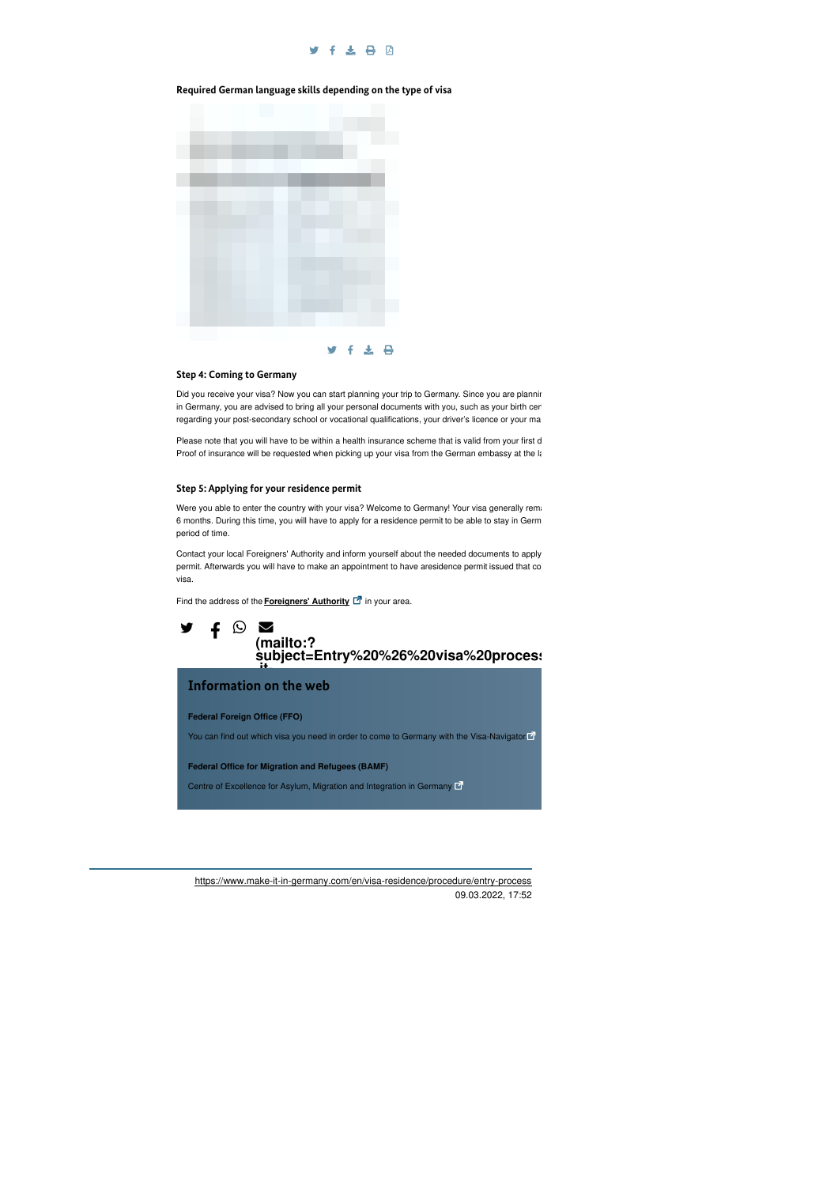**Required German language skills depending on the type of visa**

**Step 4: Coming to Germany**

Did you receive your visa? Now you can start planning your trip to Germany. Since you are plannir in Germany, you are advised to bring all your personal documents with you, such as your birth cer regarding your post-secondary school or vocational qualifications, your driver's licence or your ma

Please note that you will have to be within a health insurance scheme that is valid from your first d Proof of insurance will be requested when picking up your visa from the German embassy at the la

**Step 5: Applying for your residence permit**

Were you able to enter the country with your visa? Welcome to Germany! Your visa generally rema 6 months. During this time, you will have to apply for a residence permit to be able to stay in Germ period of time.

Contact your local Foreigners' Authority and inform yourself about the needed documents to apply permit. Afterwards you will have to make an appointment to have aresidence permit issued that co visa.

Find the address of the **Foreigners' Authority** in your area.

**(mailto:?subject=Entry%20%26%20visa%20process**

## Information on the web

**Federal Foreign Office (FFO)**

You can find out which visa you need in order to come to Germany with the Visa-Navigator

**Federal Office for Migration and Refugees (BAMF)**

Centre of Excellence for Asylum, Migration and Integration in Germany

https://www.make-it-in-germany.com/en/visa-residence/procedure/entry-process
09.03.2022, 17:52